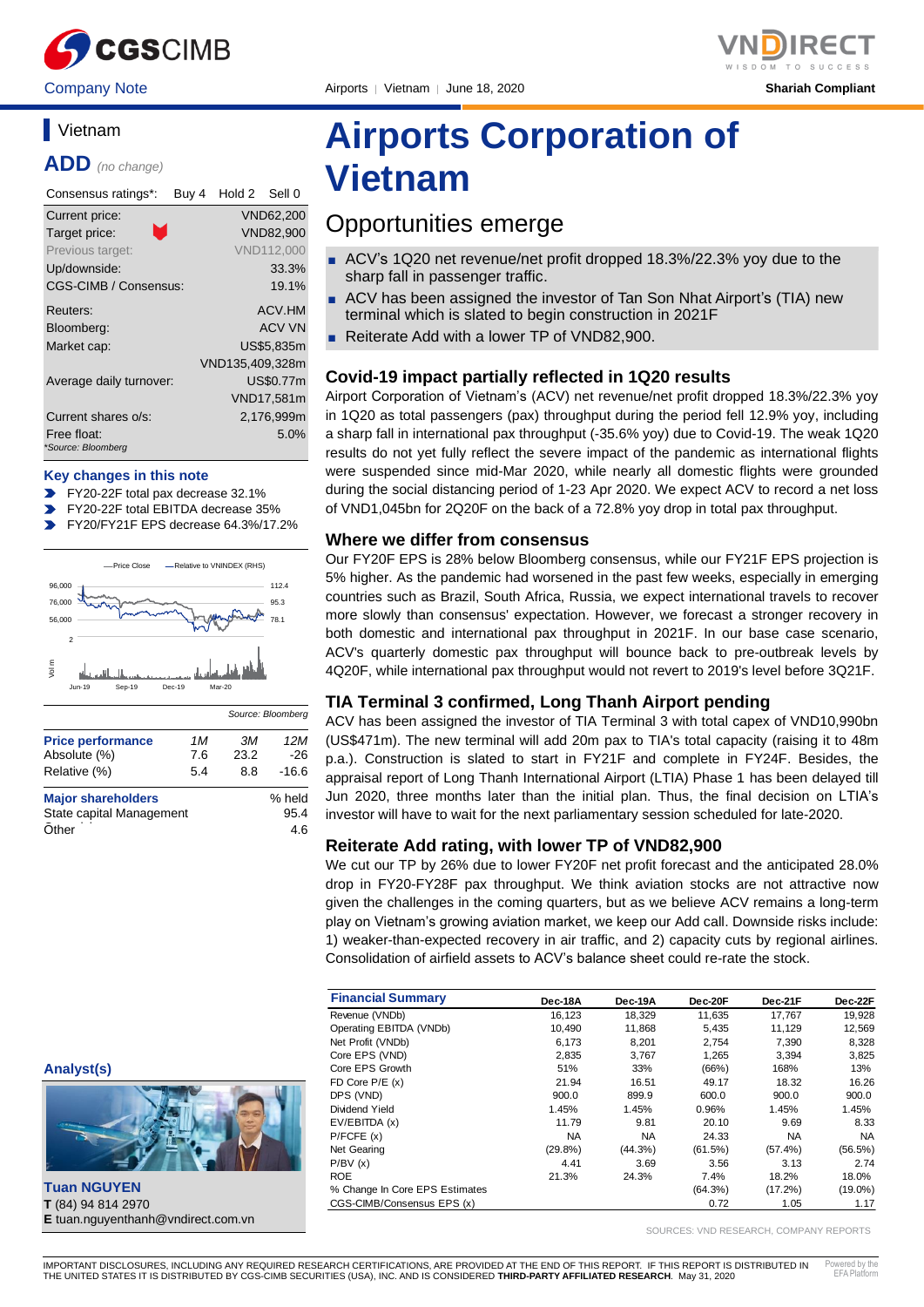CGSCIMB

Company Note

Airports | Vietnam | June 18, 2020

VNDIRECT — WISDOM TO SUCCESS

Shariah Compliant

## Vietnam

**ADD** *(no change)*

| Consensus ratings*: | Buy 4 | Hold 2 | Sell 0 |
|---|---|---|---|

| | |
|---|---|
| Current price: | VND62,200 |
| Target price: | VND82,900 |
| Previous target: | VND112,000 |
| Up/downside: | 33.3% |
| CGS-CIMB / Consensus: | 19.1% |
| Reuters: | ACV.HM |
| Bloomberg: | ACV VN |
| Market cap: | US$5,835m |
| | VND135,409,328m |
| Average daily turnover: | US$0.77m |
| | VND17,581m |
| Current shares o/s: | 2,176,999m |
| Free float: | 5.0% |

*Source: Bloomberg

### Key changes in this note

- FY20-22F total pax decrease 32.1%
- FY20-22F total EBITDA decrease 35%
- FY20/FY21F EPS decrease 64.3%/17.2%

Source: Bloomberg

| Price performance | 1M | 3M | 12M |
|---|---|---|---|
| Absolute (%) | 7.6 | 23.2 | -26 |
| Relative (%) | 5.4 | 8.8 | -16.6 |

| Major shareholders | % held |
|---|---|
| State capital Management | 95.4 |
| Other | 4.6 |

**Analyst(s)**

**Tuan NGUYEN**
**T** (84) 94 814 2970
**E** tuan.nguyenthanh@vndirect.com.vn

# Airports Corporation of Vietnam

## Opportunities emerge

- ACV's 1Q20 net revenue/net profit dropped 18.3%/22.3% yoy due to the sharp fall in passenger traffic.
- ACV has been assigned the investor of Tan Son Nhat Airport's (TIA) new terminal which is slated to begin construction in 2021F
- Reiterate Add with a lower TP of VND82,900.

### Covid-19 impact partially reflected in 1Q20 results

Airport Corporation of Vietnam's (ACV) net revenue/net profit dropped 18.3%/22.3% yoy in 1Q20 as total passengers (pax) throughput during the period fell 12.9% yoy, including a sharp fall in international pax throughput (-35.6% yoy) due to Covid-19. The weak 1Q20 results do not yet fully reflect the severe impact of the pandemic as international flights were suspended since mid-Mar 2020, while nearly all domestic flights were grounded during the social distancing period of 1-23 Apr 2020. We expect ACV to record a net loss of VND1,045bn for 2Q20F on the back of a 72.8% yoy drop in total pax throughput.

### Where we differ from consensus

Our FY20F EPS is 28% below Bloomberg consensus, while our FY21F EPS projection is 5% higher. As the pandemic had worsened in the past few weeks, especially in emerging countries such as Brazil, South Africa, Russia, we expect international travels to recover more slowly than consensus' expectation. However, we forecast a stronger recovery in both domestic and international pax throughput in 2021F. In our base case scenario, ACV's quarterly domestic pax throughput will bounce back to pre-outbreak levels by 4Q20F, while international pax throughput would not revert to 2019's level before 3Q21F.

### TIA Terminal 3 confirmed, Long Thanh Airport pending

ACV has been assigned the investor of TIA Terminal 3 with total capex of VND10,990bn (US$471m). The new terminal will add 20m pax to TIA's total capacity (raising it to 48m p.a.). Construction is slated to start in FY21F and complete in FY24F. Besides, the appraisal report of Long Thanh International Airport (LTIA) Phase 1 has been delayed till Jun 2020, three months later than the initial plan. Thus, the final decision on LTIA's investor will have to wait for the next parliamentary session scheduled for late-2020.

### Reiterate Add rating, with lower TP of VND82,900

We cut our TP by 26% due to lower FY20F net profit forecast and the anticipated 28.0% drop in FY20-FY28F pax throughput. We think aviation stocks are not attractive now given the challenges in the coming quarters, but as we believe ACV remains a long-term play on Vietnam's growing aviation market, we keep our Add call. Downside risks include: 1) weaker-than-expected recovery in air traffic, and 2) capacity cuts by regional airlines. Consolidation of airfield assets to ACV's balance sheet could re-rate the stock.

| Financial Summary | Dec-18A | Dec-19A | Dec-20F | Dec-21F | Dec-22F |
|---|---|---|---|---|---|
| Revenue (VNDb) | 16,123 | 18,329 | 11,635 | 17,767 | 19,928 |
| Operating EBITDA (VNDb) | 10,490 | 11,868 | 5,435 | 11,129 | 12,569 |
| Net Profit (VNDb) | 6,173 | 8,201 | 2,754 | 7,390 | 8,328 |
| Core EPS (VND) | 2,835 | 3,767 | 1,265 | 3,394 | 3,825 |
| Core EPS Growth | 51% | 33% | (66%) | 168% | 13% |
| FD Core P/E (x) | 21.94 | 16.51 | 49.17 | 18.32 | 16.26 |
| DPS (VND) | 900.0 | 899.9 | 600.0 | 900.0 | 900.0 |
| Dividend Yield | 1.45% | 1.45% | 0.96% | 1.45% | 1.45% |
| EV/EBITDA (x) | 11.79 | 9.81 | 20.10 | 9.69 | 8.33 |
| P/FCFE (x) | NA | NA | 24.33 | NA | NA |
| Net Gearing | (29.8%) | (44.3%) | (61.5%) | (57.4%) | (56.5%) |
| P/BV (x) | 4.41 | 3.69 | 3.56 | 3.13 | 2.74 |
| ROE | 21.3% | 24.3% | 7.4% | 18.2% | 18.0% |
| % Change In Core EPS Estimates | | | (64.3%) | (17.2%) | (19.0%) |
| CGS-CIMB/Consensus EPS (x) | | | 0.72 | 1.05 | 1.17 |

SOURCES: VND RESEARCH, COMPANY REPORTS

IMPORTANT DISCLOSURES, INCLUDING ANY REQUIRED RESEARCH CERTIFICATIONS, ARE PROVIDED AT THE END OF THIS REPORT. IF THIS REPORT IS DISTRIBUTED IN THE UNITED STATES IT IS DISTRIBUTED BY CGS-CIMB SECURITIES (USA), INC. AND IS CONSIDERED **THIRD-PARTY AFFILIATED RESEARCH**. May 31, 2020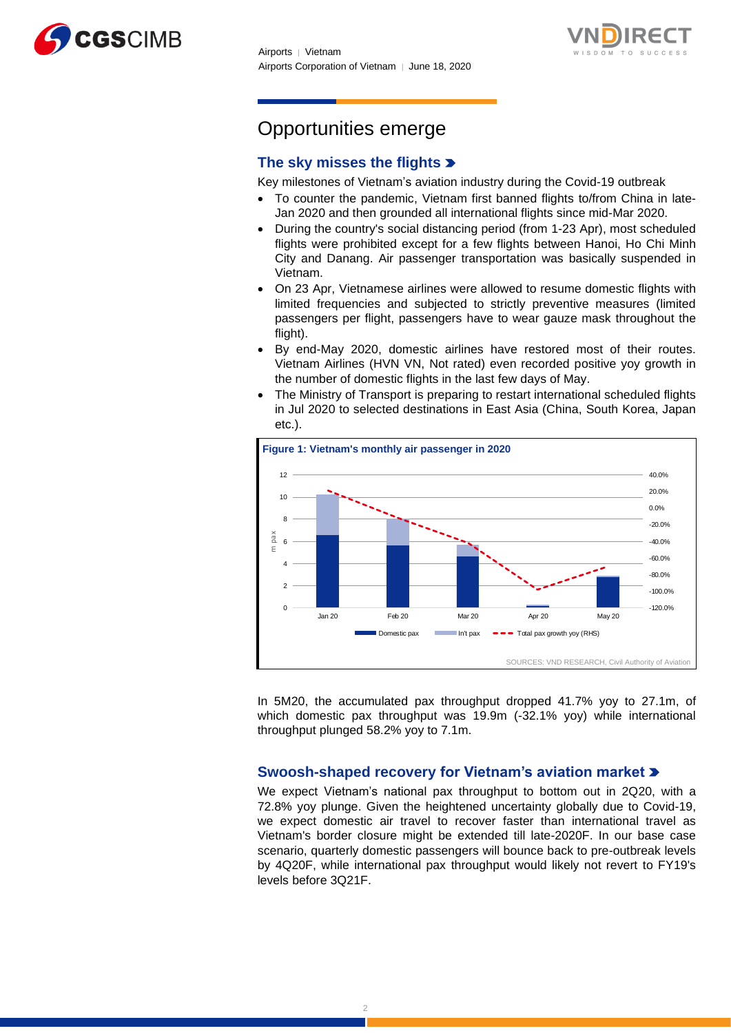# Opportunities emerge

## The sky misses the flights

Key milestones of Vietnam's aviation industry during the Covid-19 outbreak

- To counter the pandemic, Vietnam first banned flights to/from China in late-Jan 2020 and then grounded all international flights since mid-Mar 2020.
- During the country's social distancing period (from 1-23 Apr), most scheduled flights were prohibited except for a few flights between Hanoi, Ho Chi Minh City and Danang. Air passenger transportation was basically suspended in Vietnam.
- On 23 Apr, Vietnamese airlines were allowed to resume domestic flights with limited frequencies and subjected to strictly preventive measures (limited passengers per flight, passengers have to wear gauze mask throughout the flight).
- By end-May 2020, domestic airlines have restored most of their routes. Vietnam Airlines (HVN VN, Not rated) even recorded positive yoy growth in the number of domestic flights in the last few days of May.
- The Ministry of Transport is preparing to restart international scheduled flights in Jul 2020 to selected destinations in East Asia (China, South Korea, Japan etc.).

**Figure 1: Vietnam's monthly air passenger in 2020**

SOURCES: VND RESEARCH, Civil Authority of Aviation

In 5M20, the accumulated pax throughput dropped 41.7% yoy to 27.1m, of which domestic pax throughput was 19.9m (-32.1% yoy) while international throughput plunged 58.2% yoy to 7.1m.

## Swoosh-shaped recovery for Vietnam's aviation market

We expect Vietnam's national pax throughput to bottom out in 2Q20, with a 72.8% yoy plunge. Given the heightened uncertainty globally due to Covid-19, we expect domestic air travel to recover faster than international travel as Vietnam's border closure might be extended till late-2020F. In our base case scenario, quarterly domestic passengers will bounce back to pre-outbreak levels by 4Q20F, while international pax throughput would likely not revert to FY19's levels before 3Q21F.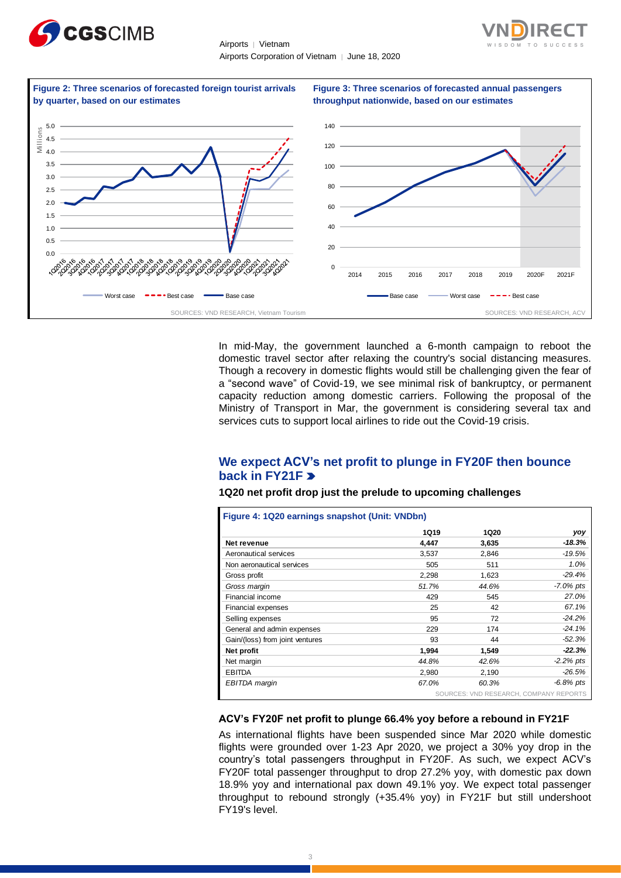**Figure 2: Three scenarios of forecasted foreign tourist arrivals by quarter, based on our estimates**

SOURCES: VND RESEARCH, Vietnam Tourism

**Figure 3: Three scenarios of forecasted annual passengers throughput nationwide, based on our estimates**

SOURCES: VND RESEARCH, ACV

In mid-May, the government launched a 6-month campaign to reboot the domestic travel sector after relaxing the country's social distancing measures. Though a recovery in domestic flights would still be challenging given the fear of a "second wave" of Covid-19, we see minimal risk of bankruptcy, or permanent capacity reduction among domestic carriers. Following the proposal of the Ministry of Transport in Mar, the government is considering several tax and services cuts to support local airlines to ride out the Covid-19 crisis.

## We expect ACV's net profit to plunge in FY20F then bounce back in FY21F

### 1Q20 net profit drop just the prelude to upcoming challenges

**Figure 4: 1Q20 earnings snapshot (Unit: VNDbn)**

| | 1Q19 | 1Q20 | yoy |
|---|---|---|---|
| **Net revenue** | **4,447** | **3,635** | ***-18.3%*** |
| Aeronautical services | 3,537 | 2,846 | *-19.5%* |
| Non aeronautical services | 505 | 511 | *1.0%* |
| Gross profit | 2,298 | 1,623 | *-29.4%* |
| *Gross margin* | *51.7%* | *44.6%* | *-7.0% pts* |
| Financial income | 429 | 545 | *27.0%* |
| Financial expenses | 25 | 42 | *67.1%* |
| Selling expenses | 95 | 72 | *-24.2%* |
| General and admin expenses | 229 | 174 | *-24.1%* |
| Gain/(loss) from joint ventures | 93 | 44 | *-52.3%* |
| **Net profit** | **1,994** | **1,549** | ***-22.3%*** |
| Net margin | *44.8%* | *42.6%* | *-2.2% pts* |
| EBITDA | 2,980 | 2,190 | *-26.5%* |
| *EBITDA margin* | *67.0%* | *60.3%* | *-6.8% pts* |

SOURCES: VND RESEARCH, COMPANY REPORTS

### ACV's FY20F net profit to plunge 66.4% yoy before a rebound in FY21F

As international flights have been suspended since Mar 2020 while domestic flights were grounded over 1-23 Apr 2020, we project a 30% yoy drop in the country's total passengers throughput in FY20F. As such, we expect ACV's FY20F total passenger throughput to drop 27.2% yoy, with domestic pax down 18.9% yoy and international pax down 49.1% yoy. We expect total passenger throughput to rebound strongly (+35.4% yoy) in FY21F but still undershoot FY19's level.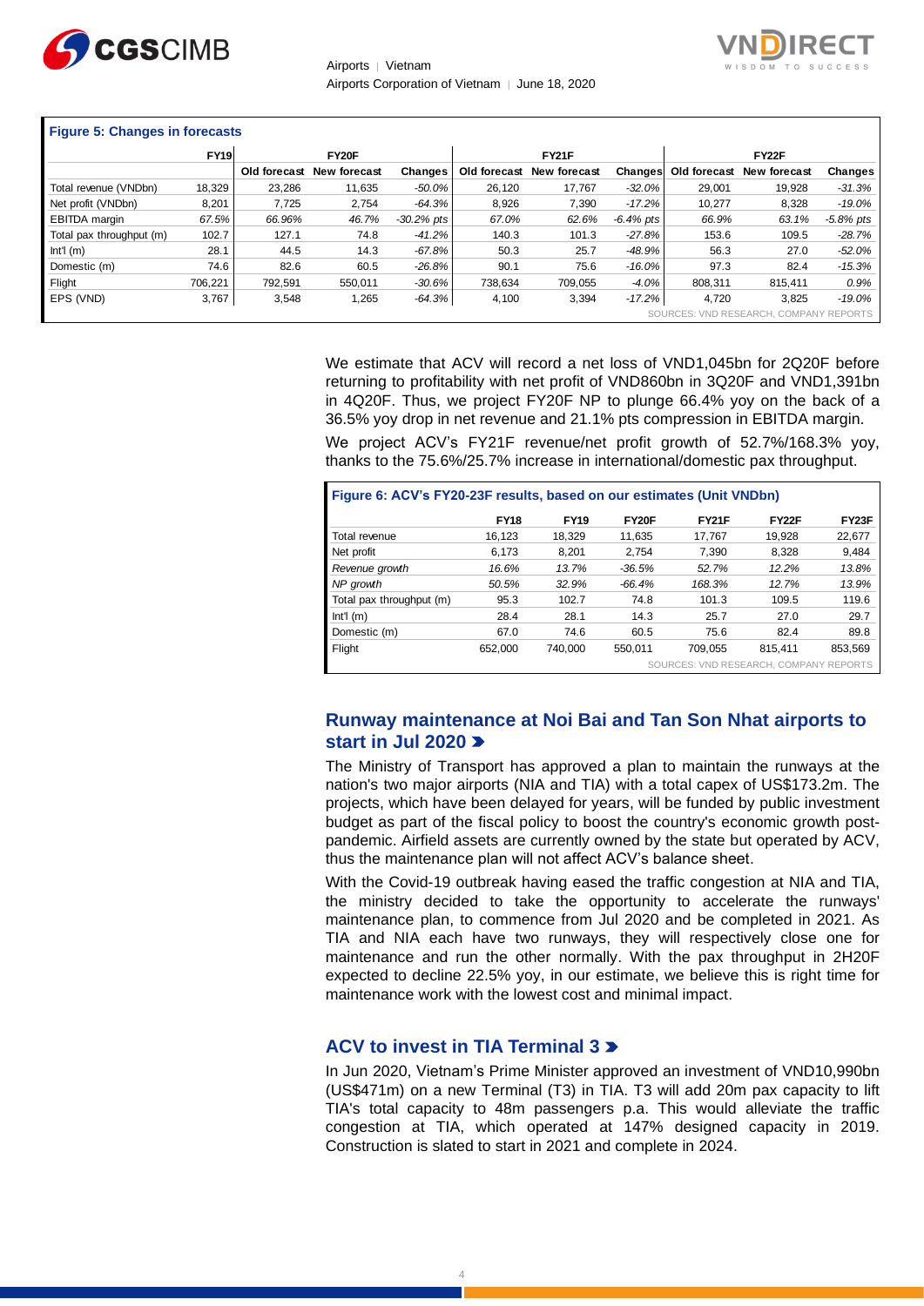**Figure 5: Changes in forecasts**

| | FY19 | FY20F | | | FY21F | | | FY22F | | |
|---|---|---|---|---|---|---|---|---|---|---|
| | | Old forecast | New forecast | Changes | Old forecast | New forecast | Changes | Old forecast | New forecast | Changes |
| Total revenue (VNDbn) | 18,329 | 23,286 | 11,635 | *-50.0%* | 26,120 | 17,767 | *-32.0%* | 29,001 | 19,928 | *-31.3%* |
| Net profit (VNDbn) | 8,201 | 7,725 | 2,754 | *-64.3%* | 8,926 | 7,390 | *-17.2%* | 10,277 | 8,328 | *-19.0%* |
| EBITDA margin | *67.5%* | *66.96%* | *46.7%* | *-30.2% pts* | *67.0%* | *62.6%* | *-6.4% pts* | *66.9%* | *63.1%* | *-5.8% pts* |
| Total pax throughput (m) | 102.7 | 127.1 | 74.8 | *-41.2%* | 140.3 | 101.3 | *-27.8%* | 153.6 | 109.5 | *-28.7%* |
| Int'l (m) | 28.1 | 44.5 | 14.3 | *-67.8%* | 50.3 | 25.7 | *-48.9%* | 56.3 | 27.0 | *-52.0%* |
| Domestic (m) | 74.6 | 82.6 | 60.5 | *-26.8%* | 90.1 | 75.6 | *-16.0%* | 97.3 | 82.4 | *-15.3%* |
| Flight | 706,221 | 792,591 | 550,011 | *-30.6%* | 738,634 | 709,055 | *-4.0%* | 808,311 | 815,411 | *0.9%* |
| EPS (VND) | 3,767 | 3,548 | 1,265 | *-64.3%* | 4,100 | 3,394 | *-17.2%* | 4,720 | 3,825 | *-19.0%* |

SOURCES: VND RESEARCH, COMPANY REPORTS

We estimate that ACV will record a net loss of VND1,045bn for 2Q20F before returning to profitability with net profit of VND860bn in 3Q20F and VND1,391bn in 4Q20F. Thus, we project FY20F NP to plunge 66.4% yoy on the back of a 36.5% yoy drop in net revenue and 21.1% pts compression in EBITDA margin.

We project ACV's FY21F revenue/net profit growth of 52.7%/168.3% yoy, thanks to the 75.6%/25.7% increase in international/domestic pax throughput.

**Figure 6: ACV's FY20-23F results, based on our estimates (Unit VNDbn)**

| | FY18 | FY19 | FY20F | FY21F | FY22F | FY23F |
|---|---|---|---|---|---|---|
| Total revenue | 16,123 | 18,329 | 11,635 | 17,767 | 19,928 | 22,677 |
| Net profit | 6,173 | 8,201 | 2,754 | 7,390 | 8,328 | 9,484 |
| *Revenue growth* | *16.6%* | *13.7%* | *-36.5%* | *52.7%* | *12.2%* | *13.8%* |
| *NP growth* | *50.5%* | *32.9%* | *-66.4%* | *168.3%* | *12.7%* | *13.9%* |
| Total pax throughput (m) | 95.3 | 102.7 | 74.8 | 101.3 | 109.5 | 119.6 |
| Int'l (m) | 28.4 | 28.1 | 14.3 | 25.7 | 27.0 | 29.7 |
| Domestic (m) | 67.0 | 74.6 | 60.5 | 75.6 | 82.4 | 89.8 |
| Flight | 652,000 | 740,000 | 550,011 | 709,055 | 815,411 | 853,569 |

SOURCES: VND RESEARCH, COMPANY REPORTS

## Runway maintenance at Noi Bai and Tan Son Nhat airports to start in Jul 2020

The Ministry of Transport has approved a plan to maintain the runways at the nation's two major airports (NIA and TIA) with a total capex of US$173.2m. The projects, which have been delayed for years, will be funded by public investment budget as part of the fiscal policy to boost the country's economic growth post-pandemic. Airfield assets are currently owned by the state but operated by ACV, thus the maintenance plan will not affect ACV's balance sheet.

With the Covid-19 outbreak having eased the traffic congestion at NIA and TIA, the ministry decided to take the opportunity to accelerate the runways' maintenance plan, to commence from Jul 2020 and be completed in 2021. As TIA and NIA each have two runways, they will respectively close one for maintenance and run the other normally. With the pax throughput in 2H20F expected to decline 22.5% yoy, in our estimate, we believe this is right time for maintenance work with the lowest cost and minimal impact.

## ACV to invest in TIA Terminal 3

In Jun 2020, Vietnam's Prime Minister approved an investment of VND10,990bn (US$471m) on a new Terminal (T3) in TIA. T3 will add 20m pax capacity to lift TIA's total capacity to 48m passengers p.a. This would alleviate the traffic congestion at TIA, which operated at 147% designed capacity in 2019. Construction is slated to start in 2021 and complete in 2024.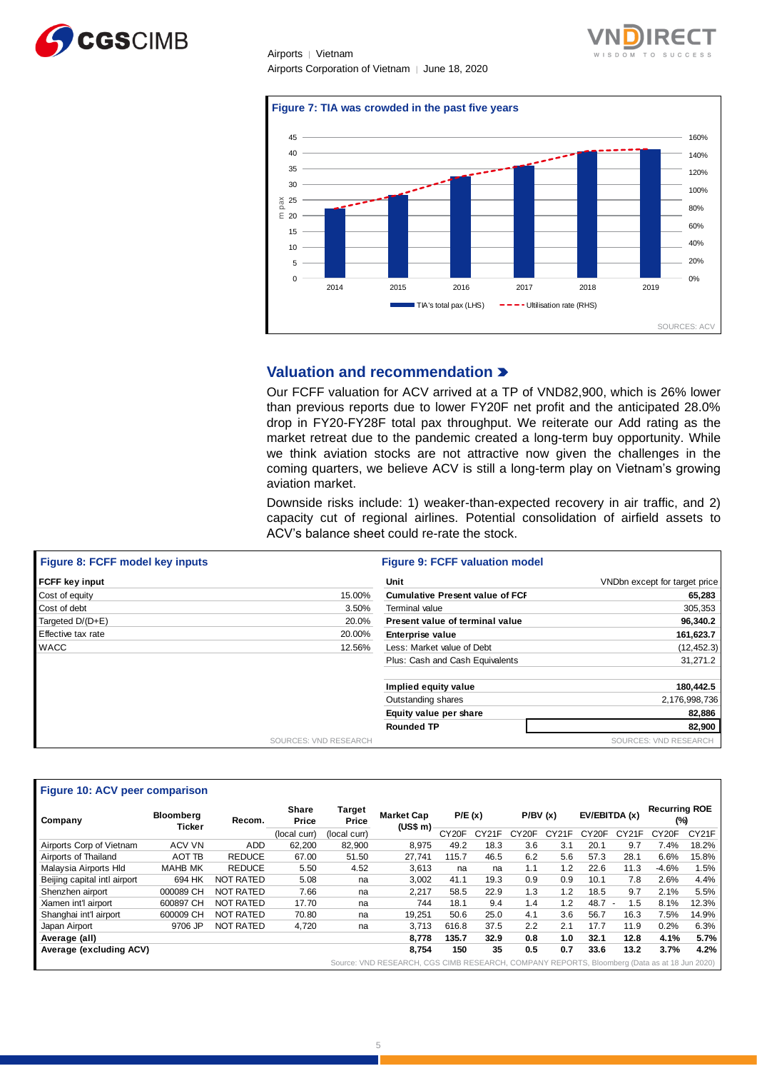**Figure 7: TIA was crowded in the past five years**

SOURCES: ACV

## Valuation and recommendation

Our FCFF valuation for ACV arrived at a TP of VND82,900, which is 26% lower than previous reports due to lower FY20F net profit and the anticipated 28.0% drop in FY20-FY28F total pax throughput. We reiterate our Add rating as the market retreat due to the pandemic created a long-term buy opportunity. While we think aviation stocks are not attractive now given the challenges in the coming quarters, we believe ACV is still a long-term play on Vietnam's growing aviation market.

Downside risks include: 1) weaker-than-expected recovery in air traffic, and 2) capacity cut of regional airlines. Potential consolidation of airfield assets to ACV's balance sheet could re-rate the stock.

**Figure 8: FCFF model key inputs**

| FCFF key input | |
|---|---|
| Cost of equity | 15.00% |
| Cost of debt | 3.50% |
| Targeted D/(D+E) | 20.0% |
| Effective tax rate | 20.00% |
| WACC | 12.56% |

SOURCES: VND RESEARCH

**Figure 9: FCFF valuation model**

| Unit | VNDbn except for target price |
|---|---|
| **Cumulative Present value of FCF** | **65,283** |
| Terminal value | 305,353 |
| **Present value of terminal value** | **96,340.2** |
| **Enterprise value** | **161,623.7** |
| Less: Market value of Debt | (12,452.3) |
| Plus: Cash and Cash Equivalents | 31,271.2 |
| **Implied equity value** | **180,442.5** |
| Outstanding shares | 2,176,998,736 |
| **Equity value per share** | **82,886** |
| **Rounded TP** | **82,900** |

SOURCES: VND RESEARCH

**Figure 10: ACV peer comparison**

| Company | Bloomberg Ticker | Recom. | Share Price | Target Price | Market Cap (US$ m) | P/E (x) | | P/BV (x) | | EV/EBITDA (x) | | Recurring ROE (%) | |
|---|---|---|---|---|---|---|---|---|---|---|---|---|---|
| | | | (local curr) | (local curr) | | CY20F | CY21F | CY20F | CY21F | CY20F | CY21F | CY20F | CY21F |
| Airports Corp of Vietnam | ACV VN | ADD | 62,200 | 82,900 | 8,975 | 49.2 | 18.3 | 3.6 | 3.1 | 20.1 | 9.7 | 7.4% | 18.2% |
| Airports of Thailand | AOT TB | REDUCE | 67.00 | 51.50 | 27,741 | 115.7 | 46.5 | 6.2 | 5.6 | 57.3 | 28.1 | 6.6% | 15.8% |
| Malaysia Airports Hld | MAHB MK | REDUCE | 5.50 | 4.52 | 3,613 | na | na | 1.1 | 1.2 | 22.6 | 11.3 | -4.6% | 1.5% |
| Beijing capital intl airport | 694 HK | NOT RATED | 5.08 | na | 3,002 | 41.1 | 19.3 | 0.9 | 0.9 | 10.1 | 7.8 | 2.6% | 4.4% |
| Shenzhen airport | 000089 CH | NOT RATED | 7.66 | na | 2,217 | 58.5 | 22.9 | 1.3 | 1.2 | 18.5 | 9.7 | 2.1% | 5.5% |
| Xiamen int'l airport | 600897 CH | NOT RATED | 17.70 | na | 744 | 18.1 | 9.4 | 1.4 | 1.2 | 48.7 - | 1.5 | 8.1% | 12.3% |
| Shanghai int'l airport | 600009 CH | NOT RATED | 70.80 | na | 19,251 | 50.6 | 25.0 | 4.1 | 3.6 | 56.7 | 16.3 | 7.5% | 14.9% |
| Japan Airport | 9706 JP | NOT RATED | 4,720 | na | 3,713 | 616.8 | 37.5 | 2.2 | 2.1 | 17.7 | 11.9 | 0.2% | 6.3% |
| **Average (all)** | | | | | **8,778** | **135.7** | **32.9** | **0.8** | **1.0** | **32.1** | **12.8** | **4.1%** | **5.7%** |
| **Average (excluding ACV)** | | | | | **8,754** | **150** | **35** | **0.5** | **0.7** | **33.6** | **13.2** | **3.7%** | **4.2%** |

Source: VND RESEARCH, CGS CIMB RESEARCH, COMPANY REPORTS, Bloomberg (Data as at 18 Jun 2020)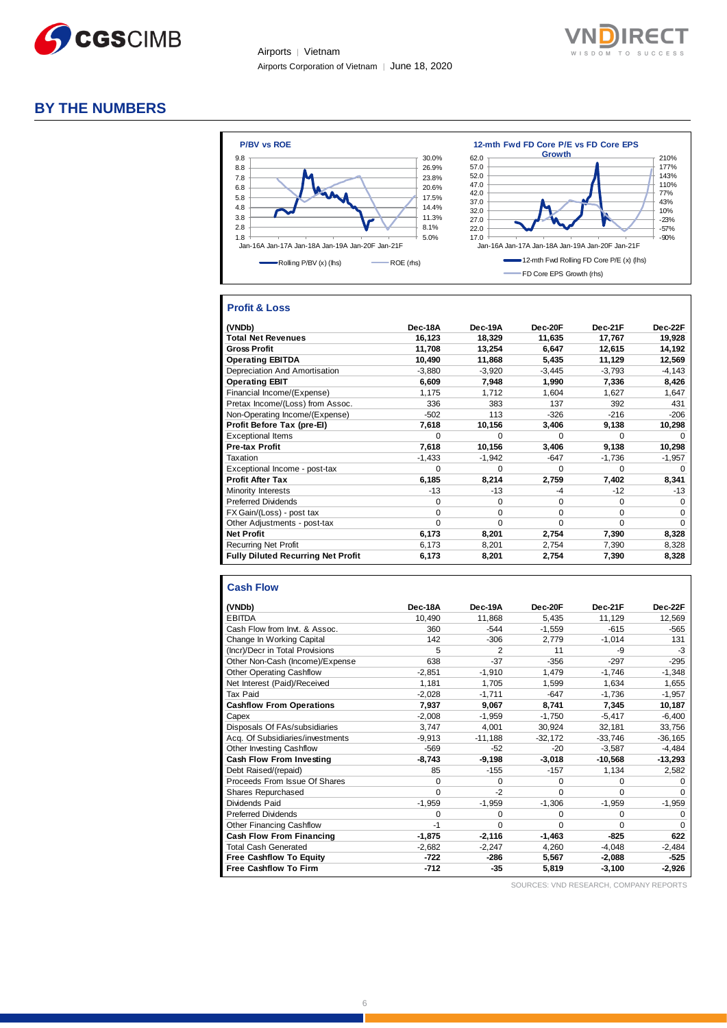## BY THE NUMBERS

**P/BV vs ROE**

**12-mth Fwd FD Core P/E vs FD Core EPS Growth**

### Profit & Loss

| (VNDb) | Dec-18A | Dec-19A | Dec-20F | Dec-21F | Dec-22F |
|---|---|---|---|---|---|
| **Total Net Revenues** | **16,123** | **18,329** | **11,635** | **17,767** | **19,928** |
| **Gross Profit** | **11,708** | **13,254** | **6,647** | **12,615** | **14,192** |
| **Operating EBITDA** | **10,490** | **11,868** | **5,435** | **11,129** | **12,569** |
| Depreciation And Amortisation | -3,880 | -3,920 | -3,445 | -3,793 | -4,143 |
| **Operating EBIT** | **6,609** | **7,948** | **1,990** | **7,336** | **8,426** |
| Financial Income/(Expense) | 1,175 | 1,712 | 1,604 | 1,627 | 1,647 |
| Pretax Income/(Loss) from Assoc. | 336 | 383 | 137 | 392 | 431 |
| Non-Operating Income/(Expense) | -502 | 113 | -326 | -216 | -206 |
| **Profit Before Tax (pre-EI)** | **7,618** | **10,156** | **3,406** | **9,138** | **10,298** |
| Exceptional Items | 0 | 0 | 0 | 0 | 0 |
| **Pre-tax Profit** | **7,618** | **10,156** | **3,406** | **9,138** | **10,298** |
| Taxation | -1,433 | -1,942 | -647 | -1,736 | -1,957 |
| Exceptional Income - post-tax | 0 | 0 | 0 | 0 | 0 |
| **Profit After Tax** | **6,185** | **8,214** | **2,759** | **7,402** | **8,341** |
| Minority Interests | -13 | -13 | -4 | -12 | -13 |
| Preferred Dividends | 0 | 0 | 0 | 0 | 0 |
| FX Gain/(Loss) - post tax | 0 | 0 | 0 | 0 | 0 |
| Other Adjustments - post-tax | 0 | 0 | 0 | 0 | 0 |
| **Net Profit** | **6,173** | **8,201** | **2,754** | **7,390** | **8,328** |
| Recurring Net Profit | 6,173 | 8,201 | 2,754 | 7,390 | 8,328 |
| **Fully Diluted Recurring Net Profit** | **6,173** | **8,201** | **2,754** | **7,390** | **8,328** |

### Cash Flow

| (VNDb) | Dec-18A | Dec-19A | Dec-20F | Dec-21F | Dec-22F |
|---|---|---|---|---|---|
| EBITDA | 10,490 | 11,868 | 5,435 | 11,129 | 12,569 |
| Cash Flow from Invt. & Assoc. | 360 | -544 | -1,559 | -615 | -565 |
| Change In Working Capital | 142 | -306 | 2,779 | -1,014 | 131 |
| (Incr)/Decr in Total Provisions | 5 | 2 | 11 | -9 | -3 |
| Other Non-Cash (Income)/Expense | 638 | -37 | -356 | -297 | -295 |
| Other Operating Cashflow | -2,851 | -1,910 | 1,479 | -1,746 | -1,348 |
| Net Interest (Paid)/Received | 1,181 | 1,705 | 1,599 | 1,634 | 1,655 |
| Tax Paid | -2,028 | -1,711 | -647 | -1,736 | -1,957 |
| **Cashflow From Operations** | **7,937** | **9,067** | **8,741** | **7,345** | **10,187** |
| Capex | -2,008 | -1,959 | -1,750 | -5,417 | -6,400 |
| Disposals Of FAs/subsidiaries | 3,747 | 4,001 | 30,924 | 32,181 | 33,756 |
| Acq. Of Subsidiaries/investments | -9,913 | -11,188 | -32,172 | -33,746 | -36,165 |
| Other Investing Cashflow | -569 | -52 | -20 | -3,587 | -4,484 |
| **Cash Flow From Investing** | **-8,743** | **-9,198** | **-3,018** | **-10,568** | **-13,293** |
| Debt Raised/(repaid) | 85 | -155 | -157 | 1,134 | 2,582 |
| Proceeds From Issue Of Shares | 0 | 0 | 0 | 0 | 0 |
| Shares Repurchased | 0 | -2 | 0 | 0 | 0 |
| Dividends Paid | -1,959 | -1,959 | -1,306 | -1,959 | -1,959 |
| Preferred Dividends | 0 | 0 | 0 | 0 | 0 |
| Other Financing Cashflow | -1 | 0 | 0 | 0 | 0 |
| **Cash Flow From Financing** | **-1,875** | **-2,116** | **-1,463** | **-825** | **622** |
| Total Cash Generated | -2,682 | -2,247 | 4,260 | -4,048 | -2,484 |
| **Free Cashflow To Equity** | **-722** | **-286** | **5,567** | **-2,088** | **-525** |
| **Free Cashflow To Firm** | **-712** | **-35** | **5,819** | **-3,100** | **-2,926** |

SOURCES: VND RESEARCH, COMPANY REPORTS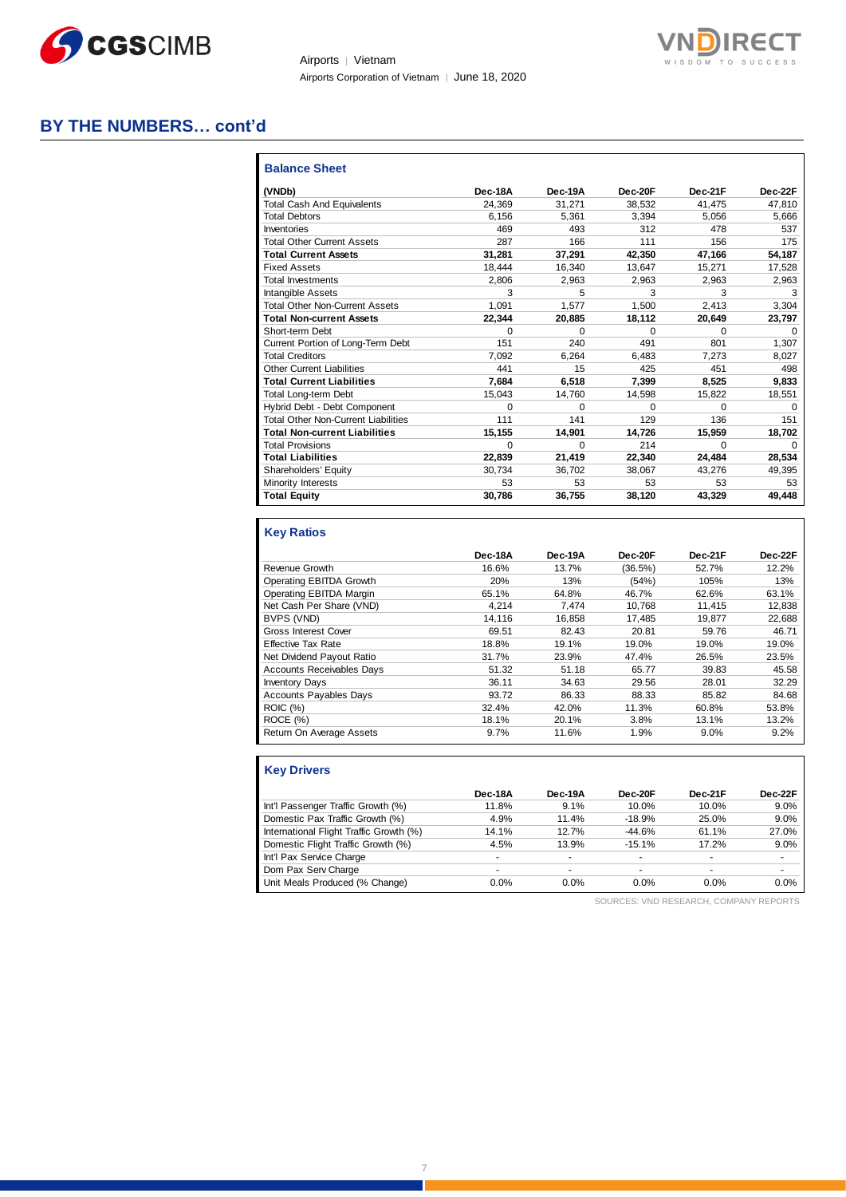## BY THE NUMBERS… cont'd

### Balance Sheet

| (VNDb) | Dec-18A | Dec-19A | Dec-20F | Dec-21F | Dec-22F |
|---|---|---|---|---|---|
| Total Cash And Equivalents | 24,369 | 31,271 | 38,532 | 41,475 | 47,810 |
| Total Debtors | 6,156 | 5,361 | 3,394 | 5,056 | 5,666 |
| Inventories | 469 | 493 | 312 | 478 | 537 |
| Total Other Current Assets | 287 | 166 | 111 | 156 | 175 |
| **Total Current Assets** | **31,281** | **37,291** | **42,350** | **47,166** | **54,187** |
| Fixed Assets | 18,444 | 16,340 | 13,647 | 15,271 | 17,528 |
| Total Investments | 2,806 | 2,963 | 2,963 | 2,963 | 2,963 |
| Intangible Assets | 3 | 5 | 3 | 3 | 3 |
| Total Other Non-Current Assets | 1,091 | 1,577 | 1,500 | 2,413 | 3,304 |
| **Total Non-current Assets** | **22,344** | **20,885** | **18,112** | **20,649** | **23,797** |
| Short-term Debt | 0 | 0 | 0 | 0 | 0 |
| Current Portion of Long-Term Debt | 151 | 240 | 491 | 801 | 1,307 |
| Total Creditors | 7,092 | 6,264 | 6,483 | 7,273 | 8,027 |
| Other Current Liabilities | 441 | 15 | 425 | 451 | 498 |
| **Total Current Liabilities** | **7,684** | **6,518** | **7,399** | **8,525** | **9,833** |
| Total Long-term Debt | 15,043 | 14,760 | 14,598 | 15,822 | 18,551 |
| Hybrid Debt - Debt Component | 0 | 0 | 0 | 0 | 0 |
| Total Other Non-Current Liabilities | 111 | 141 | 129 | 136 | 151 |
| **Total Non-current Liabilities** | **15,155** | **14,901** | **14,726** | **15,959** | **18,702** |
| Total Provisions | 0 | 0 | 214 | 0 | 0 |
| **Total Liabilities** | **22,839** | **21,419** | **22,340** | **24,484** | **28,534** |
| Shareholders' Equity | 30,734 | 36,702 | 38,067 | 43,276 | 49,395 |
| Minority Interests | 53 | 53 | 53 | 53 | 53 |
| **Total Equity** | **30,786** | **36,755** | **38,120** | **43,329** | **49,448** |

### Key Ratios

| | Dec-18A | Dec-19A | Dec-20F | Dec-21F | Dec-22F |
|---|---|---|---|---|---|
| Revenue Growth | 16.6% | 13.7% | (36.5%) | 52.7% | 12.2% |
| Operating EBITDA Growth | 20% | 13% | (54%) | 105% | 13% |
| Operating EBITDA Margin | 65.1% | 64.8% | 46.7% | 62.6% | 63.1% |
| Net Cash Per Share (VND) | 4,214 | 7,474 | 10,768 | 11,415 | 12,838 |
| BVPS (VND) | 14,116 | 16,858 | 17,485 | 19,877 | 22,688 |
| Gross Interest Cover | 69.51 | 82.43 | 20.81 | 59.76 | 46.71 |
| Effective Tax Rate | 18.8% | 19.1% | 19.0% | 19.0% | 19.0% |
| Net Dividend Payout Ratio | 31.7% | 23.9% | 47.4% | 26.5% | 23.5% |
| Accounts Receivables Days | 51.32 | 51.18 | 65.77 | 39.83 | 45.58 |
| Inventory Days | 36.11 | 34.63 | 29.56 | 28.01 | 32.29 |
| Accounts Payables Days | 93.72 | 86.33 | 88.33 | 85.82 | 84.68 |
| ROIC (%) | 32.4% | 42.0% | 11.3% | 60.8% | 53.8% |
| ROCE (%) | 18.1% | 20.1% | 3.8% | 13.1% | 13.2% |
| Return On Average Assets | 9.7% | 11.6% | 1.9% | 9.0% | 9.2% |

### Key Drivers

| | Dec-18A | Dec-19A | Dec-20F | Dec-21F | Dec-22F |
|---|---|---|---|---|---|
| Int'l Passenger Traffic Growth (%) | 11.8% | 9.1% | 10.0% | 10.0% | 9.0% |
| Domestic Pax Traffic Growth (%) | 4.9% | 11.4% | -18.9% | 25.0% | 9.0% |
| International Flight Traffic Growth (%) | 14.1% | 12.7% | -44.6% | 61.1% | 27.0% |
| Domestic Flight Traffic Growth (%) | 4.5% | 13.9% | -15.1% | 17.2% | 9.0% |
| Int'l Pax Service Charge | - | - | - | - | - |
| Dom Pax Serv Charge | - | - | - | - | - |
| Unit Meals Produced (% Change) | 0.0% | 0.0% | 0.0% | 0.0% | 0.0% |

SOURCES: VND RESEARCH, COMPANY REPORTS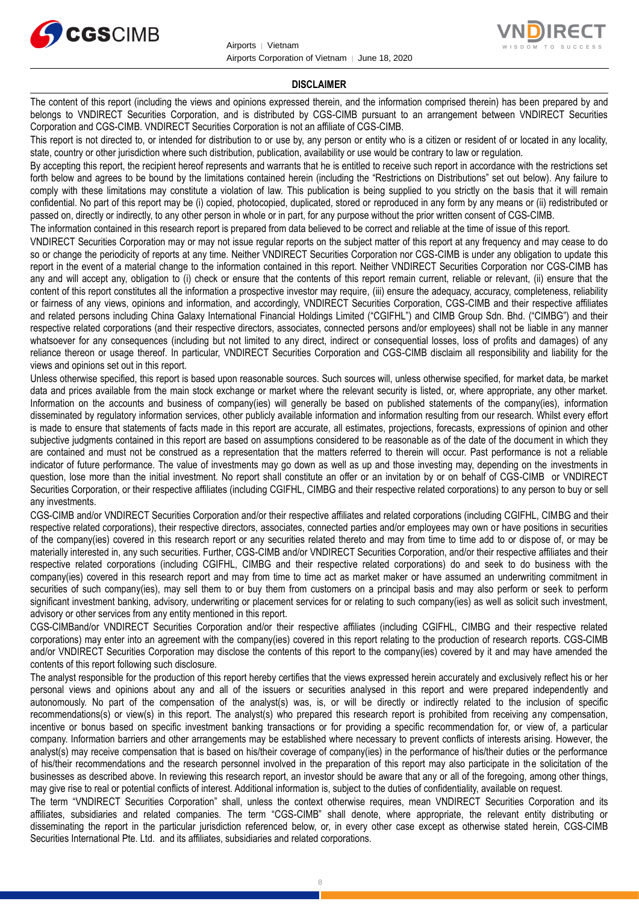## DISCLAIMER

The content of this report (including the views and opinions expressed therein, and the information comprised therein) has been prepared by and belongs to VNDIRECT Securities Corporation, and is distributed by CGS-CIMB pursuant to an arrangement between VNDIRECT Securities Corporation and CGS-CIMB. VNDIRECT Securities Corporation is not an affiliate of CGS-CIMB.

This report is not directed to, or intended for distribution to or use by, any person or entity who is a citizen or resident of or located in any locality, state, country or other jurisdiction where such distribution, publication, availability or use would be contrary to law or regulation.

By accepting this report, the recipient hereof represents and warrants that he is entitled to receive such report in accordance with the restrictions set forth below and agrees to be bound by the limitations contained herein (including the "Restrictions on Distributions" set out below). Any failure to comply with these limitations may constitute a violation of law. This publication is being supplied to you strictly on the basis that it will remain confidential. No part of this report may be (i) copied, photocopied, duplicated, stored or reproduced in any form by any means or (ii) redistributed or passed on, directly or indirectly, to any other person in whole or in part, for any purpose without the prior written consent of CGS-CIMB.

The information contained in this research report is prepared from data believed to be correct and reliable at the time of issue of this report.

VNDIRECT Securities Corporation may or may not issue regular reports on the subject matter of this report at any frequency and may cease to do so or change the periodicity of reports at any time. Neither VNDIRECT Securities Corporation nor CGS-CIMB is under any obligation to update this report in the event of a material change to the information contained in this report. Neither VNDIRECT Securities Corporation nor CGS-CIMB has any and will accept any, obligation to (i) check or ensure that the contents of this report remain current, reliable or relevant, (ii) ensure that the content of this report constitutes all the information a prospective investor may require, (iii) ensure the adequacy, accuracy, completeness, reliability or fairness of any views, opinions and information, and accordingly, VNDIRECT Securities Corporation, CGS-CIMB and their respective affiliates and related persons including China Galaxy International Financial Holdings Limited ("CGIFHL") and CIMB Group Sdn. Bhd. ("CIMBG") and their respective related corporations (and their respective directors, associates, connected persons and/or employees) shall not be liable in any manner whatsoever for any consequences (including but not limited to any direct, indirect or consequential losses, loss of profits and damages) of any reliance thereon or usage thereof. In particular, VNDIRECT Securities Corporation and CGS-CIMB disclaim all responsibility and liability for the views and opinions set out in this report.

Unless otherwise specified, this report is based upon reasonable sources. Such sources will, unless otherwise specified, for market data, be market data and prices available from the main stock exchange or market where the relevant security is listed, or, where appropriate, any other market. Information on the accounts and business of company(ies) will generally be based on published statements of the company(ies), information disseminated by regulatory information services, other publicly available information and information resulting from our research. Whilst every effort is made to ensure that statements of facts made in this report are accurate, all estimates, projections, forecasts, expressions of opinion and other subjective judgments contained in this report are based on assumptions considered to be reasonable as of the date of the document in which they are contained and must not be construed as a representation that the matters referred to therein will occur. Past performance is not a reliable indicator of future performance. The value of investments may go down as well as up and those investing may, depending on the investments in question, lose more than the initial investment. No report shall constitute an offer or an invitation by or on behalf of CGS-CIMB or VNDIRECT Securities Corporation, or their respective affiliates (including CGIFHL, CIMBG and their respective related corporations) to any person to buy or sell any investments.

CGS-CIMB and/or VNDIRECT Securities Corporation and/or their respective affiliates and related corporations (including CGIFHL, CIMBG and their respective related corporations), their respective directors, associates, connected parties and/or employees may own or have positions in securities of the company(ies) covered in this research report or any securities related thereto and may from time to time add to or dispose of, or may be materially interested in, any such securities. Further, CGS-CIMB and/or VNDIRECT Securities Corporation, and/or their respective affiliates and their respective related corporations (including CGIFHL, CIMBG and their respective related corporations) do and seek to do business with the company(ies) covered in this research report and may from time to time act as market maker or have assumed an underwriting commitment in securities of such company(ies), may sell them to or buy them from customers on a principal basis and may also perform or seek to perform significant investment banking, advisory, underwriting or placement services for or relating to such company(ies) as well as solicit such investment, advisory or other services from any entity mentioned in this report.

CGS-CIMBand/or VNDIRECT Securities Corporation and/or their respective affiliates (including CGIFHL, CIMBG and their respective related corporations) may enter into an agreement with the company(ies) covered in this report relating to the production of research reports. CGS-CIMB and/or VNDIRECT Securities Corporation may disclose the contents of this report to the company(ies) covered by it and may have amended the contents of this report following such disclosure.

The analyst responsible for the production of this report hereby certifies that the views expressed herein accurately and exclusively reflect his or her personal views and opinions about any and all of the issuers or securities analysed in this report and were prepared independently and autonomously. No part of the compensation of the analyst(s) was, is, or will be directly or indirectly related to the inclusion of specific recommendations(s) or view(s) in this report. The analyst(s) who prepared this research report is prohibited from receiving any compensation, incentive or bonus based on specific investment banking transactions or for providing a specific recommendation for, or view of, a particular company. Information barriers and other arrangements may be established where necessary to prevent conflicts of interests arising. However, the analyst(s) may receive compensation that is based on his/their coverage of company(ies) in the performance of his/their duties or the performance of his/their recommendations and the research personnel involved in the preparation of this report may also participate in the solicitation of the businesses as described above. In reviewing this research report, an investor should be aware that any or all of the foregoing, among other things, may give rise to real or potential conflicts of interest. Additional information is, subject to the duties of confidentiality, available on request.

The term "VNDIRECT Securities Corporation" shall, unless the context otherwise requires, mean VNDIRECT Securities Corporation and its affiliates, subsidiaries and related companies. The term "CGS-CIMB" shall denote, where appropriate, the relevant entity distributing or disseminating the report in the particular jurisdiction referenced below, or, in every other case except as otherwise stated herein, CGS-CIMB Securities International Pte. Ltd. and its affiliates, subsidiaries and related corporations.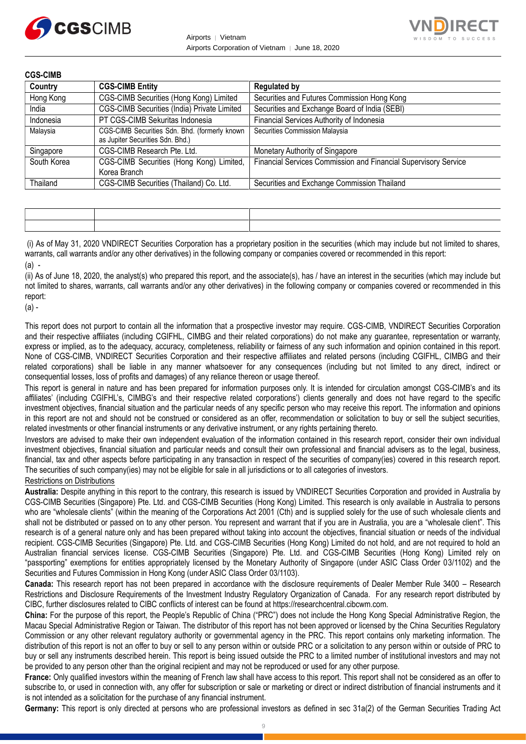**CGS-CIMB**

| Country | CGS-CIMB Entity | Regulated by |
|---|---|---|
| Hong Kong | CGS-CIMB Securities (Hong Kong) Limited | Securities and Futures Commission Hong Kong |
| India | CGS-CIMB Securities (India) Private Limited | Securities and Exchange Board of India (SEBI) |
| Indonesia | PT CGS-CIMB Sekuritas Indonesia | Financial Services Authority of Indonesia |
| Malaysia | CGS-CIMB Securities Sdn. Bhd. (formerly known as Jupiter Securities Sdn. Bhd.) | Securities Commission Malaysia |
| Singapore | CGS-CIMB Research Pte. Ltd. | Monetary Authority of Singapore |
| South Korea | CGS-CIMB Securities (Hong Kong) Limited, Korea Branch | Financial Services Commission and Financial Supervisory Service |
| Thailand | CGS-CIMB Securities (Thailand) Co. Ltd. | Securities and Exchange Commission Thailand |

(i) As of May 31, 2020 VNDIRECT Securities Corporation has a proprietary position in the securities (which may include but not limited to shares, warrants, call warrants and/or any other derivatives) in the following company or companies covered or recommended in this report:

(a) -

(ii) As of June 18, 2020, the analyst(s) who prepared this report, and the associate(s), has / have an interest in the securities (which may include but not limited to shares, warrants, call warrants and/or any other derivatives) in the following company or companies covered or recommended in this report:

(a) -

This report does not purport to contain all the information that a prospective investor may require. CGS-CIMB, VNDIRECT Securities Corporation and their respective affiliates (including CGIFHL, CIMBG and their related corporations) do not make any guarantee, representation or warranty, express or implied, as to the adequacy, accuracy, completeness, reliability or fairness of any such information and opinion contained in this report. None of CGS-CIMB, VNDIRECT Securities Corporation and their respective affiliates and related persons (including CGIFHL, CIMBG and their related corporations) shall be liable in any manner whatsoever for any consequences (including but not limited to any direct, indirect or consequential losses, loss of profits and damages) of any reliance thereon or usage thereof.

This report is general in nature and has been prepared for information purposes only. It is intended for circulation amongst CGS-CIMB's and its affiliates' (including CGIFHL's, CIMBG's and their respective related corporations') clients generally and does not have regard to the specific investment objectives, financial situation and the particular needs of any specific person who may receive this report. The information and opinions in this report are not and should not be construed or considered as an offer, recommendation or solicitation to buy or sell the subject securities, related investments or other financial instruments or any derivative instrument, or any rights pertaining thereto.

Investors are advised to make their own independent evaluation of the information contained in this research report, consider their own individual investment objectives, financial situation and particular needs and consult their own professional and financial advisers as to the legal, business, financial, tax and other aspects before participating in any transaction in respect of the securities of company(ies) covered in this research report. The securities of such company(ies) may not be eligible for sale in all jurisdictions or to all categories of investors.

Restrictions on Distributions

**Australia:** Despite anything in this report to the contrary, this research is issued by VNDIRECT Securities Corporation and provided in Australia by CGS-CIMB Securities (Singapore) Pte. Ltd. and CGS-CIMB Securities (Hong Kong) Limited. This research is only available in Australia to persons who are "wholesale clients" (within the meaning of the Corporations Act 2001 (Cth) and is supplied solely for the use of such wholesale clients and shall not be distributed or passed on to any other person. You represent and warrant that if you are in Australia, you are a "wholesale client". This research is of a general nature only and has been prepared without taking into account the objectives, financial situation or needs of the individual recipient. CGS-CIMB Securities (Singapore) Pte. Ltd. and CGS-CIMB Securities (Hong Kong) Limited do not hold, and are not required to hold an Australian financial services license. CGS-CIMB Securities (Singapore) Pte. Ltd. and CGS-CIMB Securities (Hong Kong) Limited rely on "passporting" exemptions for entities appropriately licensed by the Monetary Authority of Singapore (under ASIC Class Order 03/1102) and the Securities and Futures Commission in Hong Kong (under ASIC Class Order 03/1103).

**Canada:** This research report has not been prepared in accordance with the disclosure requirements of Dealer Member Rule 3400 – Research Restrictions and Disclosure Requirements of the Investment Industry Regulatory Organization of Canada. For any research report distributed by CIBC, further disclosures related to CIBC conflicts of interest can be found at https://researchcentral.cibcwm.com.

**China:** For the purpose of this report, the People's Republic of China ("PRC") does not include the Hong Kong Special Administrative Region, the Macau Special Administrative Region or Taiwan. The distributor of this report has not been approved or licensed by the China Securities Regulatory Commission or any other relevant regulatory authority or governmental agency in the PRC. This report contains only marketing information. The distribution of this report is not an offer to buy or sell to any person within or outside PRC or a solicitation to any person within or outside of PRC to buy or sell any instruments described herein. This report is being issued outside the PRC to a limited number of institutional investors and may not be provided to any person other than the original recipient and may not be reproduced or used for any other purpose.

**France:** Only qualified investors within the meaning of French law shall have access to this report. This report shall not be considered as an offer to subscribe to, or used in connection with, any offer for subscription or sale or marketing or direct or indirect distribution of financial instruments and it is not intended as a solicitation for the purchase of any financial instrument.

**Germany:** This report is only directed at persons who are professional investors as defined in sec 31a(2) of the German Securities Trading Act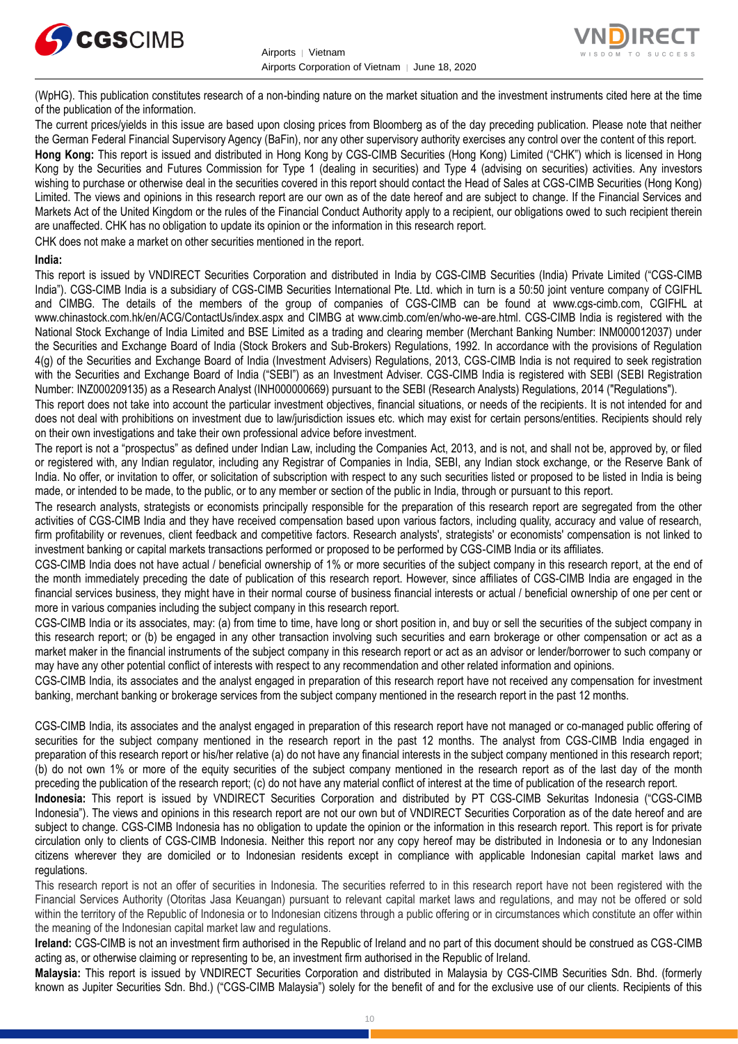(WpHG). This publication constitutes research of a non-binding nature on the market situation and the investment instruments cited here at the time of the publication of the information.

The current prices/yields in this issue are based upon closing prices from Bloomberg as of the day preceding publication. Please note that neither the German Federal Financial Supervisory Agency (BaFin), nor any other supervisory authority exercises any control over the content of this report.

**Hong Kong:** This report is issued and distributed in Hong Kong by CGS-CIMB Securities (Hong Kong) Limited ("CHK") which is licensed in Hong Kong by the Securities and Futures Commission for Type 1 (dealing in securities) and Type 4 (advising on securities) activities. Any investors wishing to purchase or otherwise deal in the securities covered in this report should contact the Head of Sales at CGS-CIMB Securities (Hong Kong) Limited. The views and opinions in this research report are our own as of the date hereof and are subject to change. If the Financial Services and Markets Act of the United Kingdom or the rules of the Financial Conduct Authority apply to a recipient, our obligations owed to such recipient therein are unaffected. CHK has no obligation to update its opinion or the information in this research report.

CHK does not make a market on other securities mentioned in the report.

**India:**

This report is issued by VNDIRECT Securities Corporation and distributed in India by CGS-CIMB Securities (India) Private Limited ("CGS-CIMB India"). CGS-CIMB India is a subsidiary of CGS-CIMB Securities International Pte. Ltd. which in turn is a 50:50 joint venture company of CGIFHL and CIMBG. The details of the members of the group of companies of CGS-CIMB can be found at www.cgs-cimb.com, CGIFHL at www.chinastock.com.hk/en/ACG/ContactUs/index.aspx and CIMBG at www.cimb.com/en/who-we-are.html. CGS-CIMB India is registered with the National Stock Exchange of India Limited and BSE Limited as a trading and clearing member (Merchant Banking Number: INM000012037) under the Securities and Exchange Board of India (Stock Brokers and Sub-Brokers) Regulations, 1992. In accordance with the provisions of Regulation 4(g) of the Securities and Exchange Board of India (Investment Advisers) Regulations, 2013, CGS-CIMB India is not required to seek registration with the Securities and Exchange Board of India ("SEBI") as an Investment Adviser. CGS-CIMB India is registered with SEBI (SEBI Registration Number: INZ000209135) as a Research Analyst (INH000000669) pursuant to the SEBI (Research Analysts) Regulations, 2014 ("Regulations").

This report does not take into account the particular investment objectives, financial situations, or needs of the recipients. It is not intended for and does not deal with prohibitions on investment due to law/jurisdiction issues etc. which may exist for certain persons/entities. Recipients should rely on their own investigations and take their own professional advice before investment.

The report is not a "prospectus" as defined under Indian Law, including the Companies Act, 2013, and is not, and shall not be, approved by, or filed or registered with, any Indian regulator, including any Registrar of Companies in India, SEBI, any Indian stock exchange, or the Reserve Bank of India. No offer, or invitation to offer, or solicitation of subscription with respect to any such securities listed or proposed to be listed in India is being made, or intended to be made, to the public, or to any member or section of the public in India, through or pursuant to this report.

The research analysts, strategists or economists principally responsible for the preparation of this research report are segregated from the other activities of CGS-CIMB India and they have received compensation based upon various factors, including quality, accuracy and value of research, firm profitability or revenues, client feedback and competitive factors. Research analysts', strategists' or economists' compensation is not linked to investment banking or capital markets transactions performed or proposed to be performed by CGS-CIMB India or its affiliates.

CGS-CIMB India does not have actual / beneficial ownership of 1% or more securities of the subject company in this research report, at the end of the month immediately preceding the date of publication of this research report. However, since affiliates of CGS-CIMB India are engaged in the financial services business, they might have in their normal course of business financial interests or actual / beneficial ownership of one per cent or more in various companies including the subject company in this research report.

CGS-CIMB India or its associates, may: (a) from time to time, have long or short position in, and buy or sell the securities of the subject company in this research report; or (b) be engaged in any other transaction involving such securities and earn brokerage or other compensation or act as a market maker in the financial instruments of the subject company in this research report or act as an advisor or lender/borrower to such company or may have any other potential conflict of interests with respect to any recommendation and other related information and opinions.

CGS-CIMB India, its associates and the analyst engaged in preparation of this research report have not received any compensation for investment banking, merchant banking or brokerage services from the subject company mentioned in the research report in the past 12 months.

CGS-CIMB India, its associates and the analyst engaged in preparation of this research report have not managed or co-managed public offering of securities for the subject company mentioned in the research report in the past 12 months. The analyst from CGS-CIMB India engaged in preparation of this research report or his/her relative (a) do not have any financial interests in the subject company mentioned in this research report; (b) do not own 1% or more of the equity securities of the subject company mentioned in the research report as of the last day of the month preceding the publication of the research report; (c) do not have any material conflict of interest at the time of publication of the research report.

**Indonesia:** This report is issued by VNDIRECT Securities Corporation and distributed by PT CGS-CIMB Sekuritas Indonesia ("CGS-CIMB Indonesia"). The views and opinions in this research report are not our own but of VNDIRECT Securities Corporation as of the date hereof and are subject to change. CGS-CIMB Indonesia has no obligation to update the opinion or the information in this research report. This report is for private circulation only to clients of CGS-CIMB Indonesia. Neither this report nor any copy hereof may be distributed in Indonesia or to any Indonesian citizens wherever they are domiciled or to Indonesian residents except in compliance with applicable Indonesian capital market laws and regulations.

This research report is not an offer of securities in Indonesia. The securities referred to in this research report have not been registered with the Financial Services Authority (Otoritas Jasa Keuangan) pursuant to relevant capital market laws and regulations, and may not be offered or sold within the territory of the Republic of Indonesia or to Indonesian citizens through a public offering or in circumstances which constitute an offer within the meaning of the Indonesian capital market law and regulations.

**Ireland:** CGS-CIMB is not an investment firm authorised in the Republic of Ireland and no part of this document should be construed as CGS-CIMB acting as, or otherwise claiming or representing to be, an investment firm authorised in the Republic of Ireland.

**Malaysia:** This report is issued by VNDIRECT Securities Corporation and distributed in Malaysia by CGS-CIMB Securities Sdn. Bhd. (formerly known as Jupiter Securities Sdn. Bhd.) ("CGS-CIMB Malaysia") solely for the benefit of and for the exclusive use of our clients. Recipients of this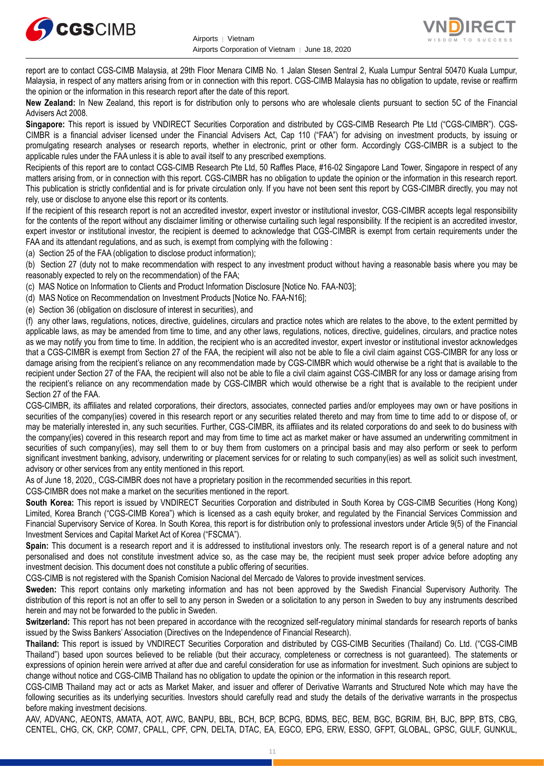report are to contact CGS-CIMB Malaysia, at 29th Floor Menara CIMB No. 1 Jalan Stesen Sentral 2, Kuala Lumpur Sentral 50470 Kuala Lumpur, Malaysia, in respect of any matters arising from or in connection with this report. CGS-CIMB Malaysia has no obligation to update, revise or reaffirm the opinion or the information in this research report after the date of this report.

**New Zealand:** In New Zealand, this report is for distribution only to persons who are wholesale clients pursuant to section 5C of the Financial Advisers Act 2008.

**Singapore:** This report is issued by VNDIRECT Securities Corporation and distributed by CGS-CIMB Research Pte Ltd ("CGS-CIMBR"). CGS-CIMBR is a financial adviser licensed under the Financial Advisers Act, Cap 110 ("FAA") for advising on investment products, by issuing or promulgating research analyses or research reports, whether in electronic, print or other form. Accordingly CGS-CIMBR is a subject to the applicable rules under the FAA unless it is able to avail itself to any prescribed exemptions.

Recipients of this report are to contact CGS-CIMB Research Pte Ltd, 50 Raffles Place, #16-02 Singapore Land Tower, Singapore in respect of any matters arising from, or in connection with this report. CGS-CIMBR has no obligation to update the opinion or the information in this research report. This publication is strictly confidential and is for private circulation only. If you have not been sent this report by CGS-CIMBR directly, you may not rely, use or disclose to anyone else this report or its contents.

If the recipient of this research report is not an accredited investor, expert investor or institutional investor, CGS-CIMBR accepts legal responsibility for the contents of the report without any disclaimer limiting or otherwise curtailing such legal responsibility. If the recipient is an accredited investor, expert investor or institutional investor, the recipient is deemed to acknowledge that CGS-CIMBR is exempt from certain requirements under the FAA and its attendant regulations, and as such, is exempt from complying with the following :

(a) Section 25 of the FAA (obligation to disclose product information);

(b) Section 27 (duty not to make recommendation with respect to any investment product without having a reasonable basis where you may be reasonably expected to rely on the recommendation) of the FAA;

(c) MAS Notice on Information to Clients and Product Information Disclosure [Notice No. FAA-N03];

(d) MAS Notice on Recommendation on Investment Products [Notice No. FAA-N16];

(e) Section 36 (obligation on disclosure of interest in securities), and

(f) any other laws, regulations, notices, directive, guidelines, circulars and practice notes which are relates to the above, to the extent permitted by applicable laws, as may be amended from time to time, and any other laws, regulations, notices, directive, guidelines, circulars, and practice notes as we may notify you from time to time. In addition, the recipient who is an accredited investor, expert investor or institutional investor acknowledges that a CGS-CIMBR is exempt from Section 27 of the FAA, the recipient will also not be able to file a civil claim against CGS-CIMBR for any loss or damage arising from the recipient's reliance on any recommendation made by CGS-CIMBR which would otherwise be a right that is available to the recipient under Section 27 of the FAA, the recipient will also not be able to file a civil claim against CGS-CIMBR for any loss or damage arising from the recipient's reliance on any recommendation made by CGS-CIMBR which would otherwise be a right that is available to the recipient under Section 27 of the FAA.

CGS-CIMBR, its affiliates and related corporations, their directors, associates, connected parties and/or employees may own or have positions in securities of the company(ies) covered in this research report or any securities related thereto and may from time to time add to or dispose of, or may be materially interested in, any such securities. Further, CGS-CIMBR, its affiliates and its related corporations do and seek to do business with the company(ies) covered in this research report and may from time to time act as market maker or have assumed an underwriting commitment in securities of such company(ies), may sell them to or buy them from customers on a principal basis and may also perform or seek to perform significant investment banking, advisory, underwriting or placement services for or relating to such company(ies) as well as solicit such investment, advisory or other services from any entity mentioned in this report.

As of June 18, 2020,, CGS-CIMBR does not have a proprietary position in the recommended securities in this report.

CGS-CIMBR does not make a market on the securities mentioned in the report.

**South Korea:** This report is issued by VNDIRECT Securities Corporation and distributed in South Korea by CGS-CIMB Securities (Hong Kong) Limited, Korea Branch ("CGS-CIMB Korea") which is licensed as a cash equity broker, and regulated by the Financial Services Commission and Financial Supervisory Service of Korea. In South Korea, this report is for distribution only to professional investors under Article 9(5) of the Financial Investment Services and Capital Market Act of Korea ("FSCMA").

**Spain:** This document is a research report and it is addressed to institutional investors only. The research report is of a general nature and not personalised and does not constitute investment advice so, as the case may be, the recipient must seek proper advice before adopting any investment decision. This document does not constitute a public offering of securities.

CGS-CIMB is not registered with the Spanish Comision Nacional del Mercado de Valores to provide investment services.

**Sweden:** This report contains only marketing information and has not been approved by the Swedish Financial Supervisory Authority. The distribution of this report is not an offer to sell to any person in Sweden or a solicitation to any person in Sweden to buy any instruments described herein and may not be forwarded to the public in Sweden.

**Switzerland:** This report has not been prepared in accordance with the recognized self-regulatory minimal standards for research reports of banks issued by the Swiss Bankers' Association (Directives on the Independence of Financial Research).

**Thailand:** This report is issued by VNDIRECT Securities Corporation and distributed by CGS-CIMB Securities (Thailand) Co. Ltd. ("CGS-CIMB Thailand") based upon sources believed to be reliable (but their accuracy, completeness or correctness is not guaranteed). The statements or expressions of opinion herein were arrived at after due and careful consideration for use as information for investment. Such opinions are subject to change without notice and CGS-CIMB Thailand has no obligation to update the opinion or the information in this research report.

CGS-CIMB Thailand may act or acts as Market Maker, and issuer and offerer of Derivative Warrants and Structured Note which may have the following securities as its underlying securities. Investors should carefully read and study the details of the derivative warrants in the prospectus before making investment decisions.

AAV, ADVANC, AEONTS, AMATA, AOT, AWC, BANPU, BBL, BCH, BCP, BCPG, BDMS, BEC, BEM, BGC, BGRIM, BH, BJC, BPP, BTS, CBG, CENTEL, CHG, CK, CKP, COM7, CPALL, CPF, CPN, DELTA, DTAC, EA, EGCO, EPG, ERW, ESSO, GFPT, GLOBAL, GPSC, GULF, GUNKUL,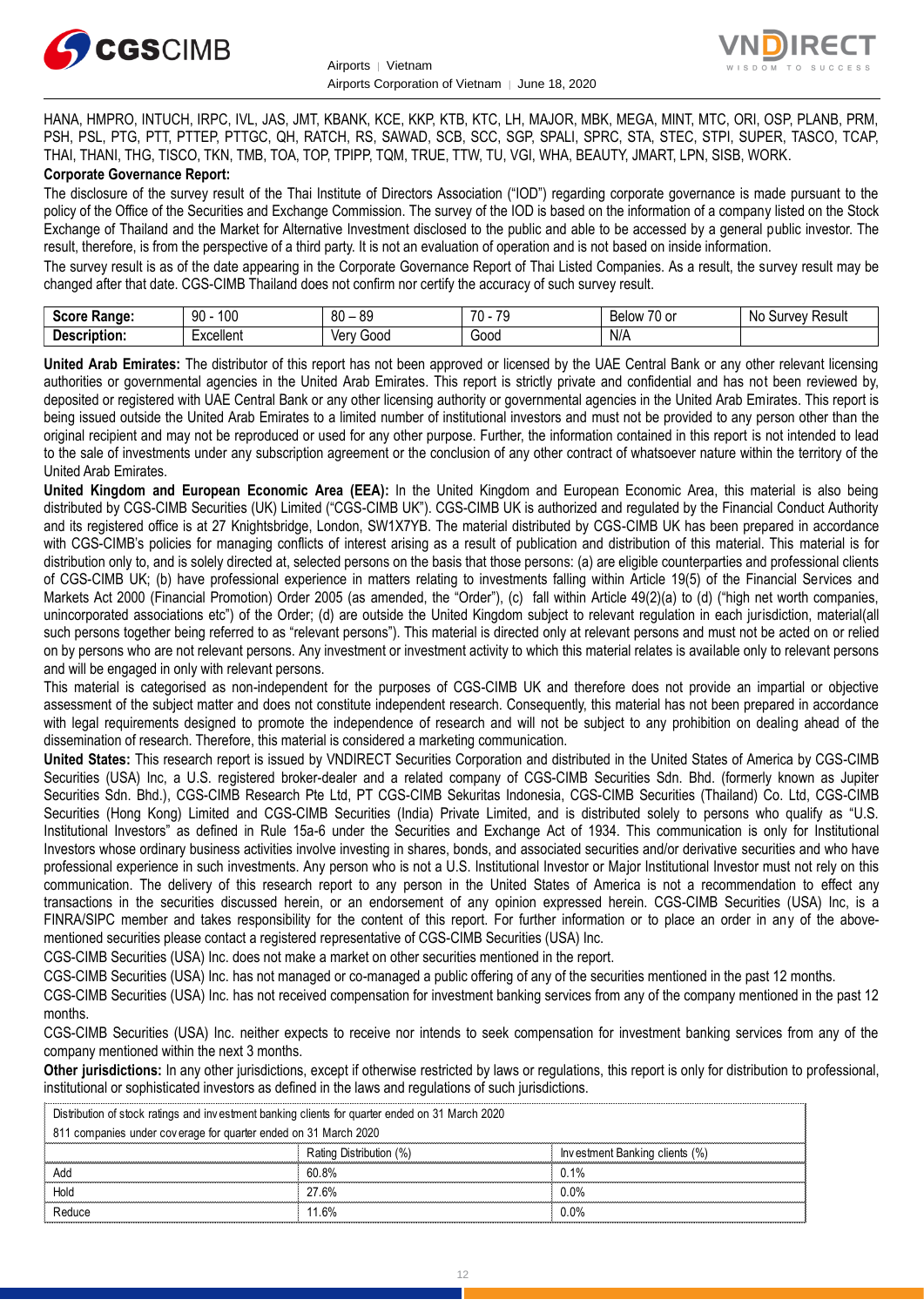HANA, HMPRO, INTUCH, IRPC, IVL, JAS, JMT, KBANK, KCE, KKP, KTB, KTC, LH, MAJOR, MBK, MEGA, MINT, MTC, ORI, OSP, PLANB, PRM, PSH, PSL, PTG, PTT, PTTEP, PTTGC, QH, RATCH, RS, SAWAD, SCB, SCC, SGP, SPALI, SPRC, STA, STEC, STPI, SUPER, TASCO, TCAP, THAI, THANI, THG, TISCO, TKN, TMB, TOA, TOP, TPIPP, TQM, TRUE, TTW, TU, VGI, WHA, BEAUTY, JMART, LPN, SISB, WORK.

**Corporate Governance Report:**

The disclosure of the survey result of the Thai Institute of Directors Association ("IOD") regarding corporate governance is made pursuant to the policy of the Office of the Securities and Exchange Commission. The survey of the IOD is based on the information of a company listed on the Stock Exchange of Thailand and the Market for Alternative Investment disclosed to the public and able to be accessed by a general public investor. The result, therefore, is from the perspective of a third party. It is not an evaluation of operation and is not based on inside information.

The survey result is as of the date appearing in the Corporate Governance Report of Thai Listed Companies. As a result, the survey result may be changed after that date. CGS-CIMB Thailand does not confirm nor certify the accuracy of such survey result.

| **Score Range:** | 90 - 100 | 80 – 89 | 70 - 79 | Below 70 or | No Survey Result |
|---|---|---|---|---|---|
| **Description:** | Excellent | Very Good | Good | N/A | |

**United Arab Emirates:** The distributor of this report has not been approved or licensed by the UAE Central Bank or any other relevant licensing authorities or governmental agencies in the United Arab Emirates. This report is strictly private and confidential and has not been reviewed by, deposited or registered with UAE Central Bank or any other licensing authority or governmental agencies in the United Arab Emirates. This report is being issued outside the United Arab Emirates to a limited number of institutional investors and must not be provided to any person other than the original recipient and may not be reproduced or used for any other purpose. Further, the information contained in this report is not intended to lead to the sale of investments under any subscription agreement or the conclusion of any other contract of whatsoever nature within the territory of the United Arab Emirates.

**United Kingdom and European Economic Area (EEA):** In the United Kingdom and European Economic Area, this material is also being distributed by CGS-CIMB Securities (UK) Limited ("CGS-CIMB UK"). CGS-CIMB UK is authorized and regulated by the Financial Conduct Authority and its registered office is at 27 Knightsbridge, London, SW1X7YB. The material distributed by CGS-CIMB UK has been prepared in accordance with CGS-CIMB's policies for managing conflicts of interest arising as a result of publication and distribution of this material. This material is for distribution only to, and is solely directed at, selected persons on the basis that those persons: (a) are eligible counterparties and professional clients of CGS-CIMB UK; (b) have professional experience in matters relating to investments falling within Article 19(5) of the Financial Services and Markets Act 2000 (Financial Promotion) Order 2005 (as amended, the "Order"), (c) fall within Article 49(2)(a) to (d) ("high net worth companies, unincorporated associations etc") of the Order; (d) are outside the United Kingdom subject to relevant regulation in each jurisdiction, material(all such persons together being referred to as "relevant persons"). This material is directed only at relevant persons and must not be acted on or relied on by persons who are not relevant persons. Any investment or investment activity to which this material relates is available only to relevant persons and will be engaged in only with relevant persons.

This material is categorised as non-independent for the purposes of CGS-CIMB UK and therefore does not provide an impartial or objective assessment of the subject matter and does not constitute independent research. Consequently, this material has not been prepared in accordance with legal requirements designed to promote the independence of research and will not be subject to any prohibition on dealing ahead of the dissemination of research. Therefore, this material is considered a marketing communication.

**United States:** This research report is issued by VNDIRECT Securities Corporation and distributed in the United States of America by CGS-CIMB Securities (USA) Inc, a U.S. registered broker-dealer and a related company of CGS-CIMB Securities Sdn. Bhd. (formerly known as Jupiter Securities Sdn. Bhd.), CGS-CIMB Research Pte Ltd, PT CGS-CIMB Sekuritas Indonesia, CGS-CIMB Securities (Thailand) Co. Ltd, CGS-CIMB Securities (Hong Kong) Limited and CGS-CIMB Securities (India) Private Limited, and is distributed solely to persons who qualify as "U.S. Institutional Investors" as defined in Rule 15a-6 under the Securities and Exchange Act of 1934. This communication is only for Institutional Investors whose ordinary business activities involve investing in shares, bonds, and associated securities and/or derivative securities and who have professional experience in such investments. Any person who is not a U.S. Institutional Investor or Major Institutional Investor must not rely on this communication. The delivery of this research report to any person in the United States of America is not a recommendation to effect any transactions in the securities discussed herein, or an endorsement of any opinion expressed herein. CGS-CIMB Securities (USA) Inc, is a FINRA/SIPC member and takes responsibility for the content of this report. For further information or to place an order in any of the above-mentioned securities please contact a registered representative of CGS-CIMB Securities (USA) Inc.

CGS-CIMB Securities (USA) Inc. does not make a market on other securities mentioned in the report.

CGS-CIMB Securities (USA) Inc. has not managed or co-managed a public offering of any of the securities mentioned in the past 12 months.

CGS-CIMB Securities (USA) Inc. has not received compensation for investment banking services from any of the company mentioned in the past 12 months.

CGS-CIMB Securities (USA) Inc. neither expects to receive nor intends to seek compensation for investment banking services from any of the company mentioned within the next 3 months.

**Other jurisdictions:** In any other jurisdictions, except if otherwise restricted by laws or regulations, this report is only for distribution to professional, institutional or sophisticated investors as defined in the laws and regulations of such jurisdictions.

| Distribution of stock ratings and investment banking clients for quarter ended on 31 March 2020 | | |
|---|---|---|
| 811 companies under coverage for quarter ended on 31 March 2020 | | |
| | Rating Distribution (%) | Investment Banking clients (%) |
| Add | 60.8% | 0.1% |
| Hold | 27.6% | 0.0% |
| Reduce | 11.6% | 0.0% |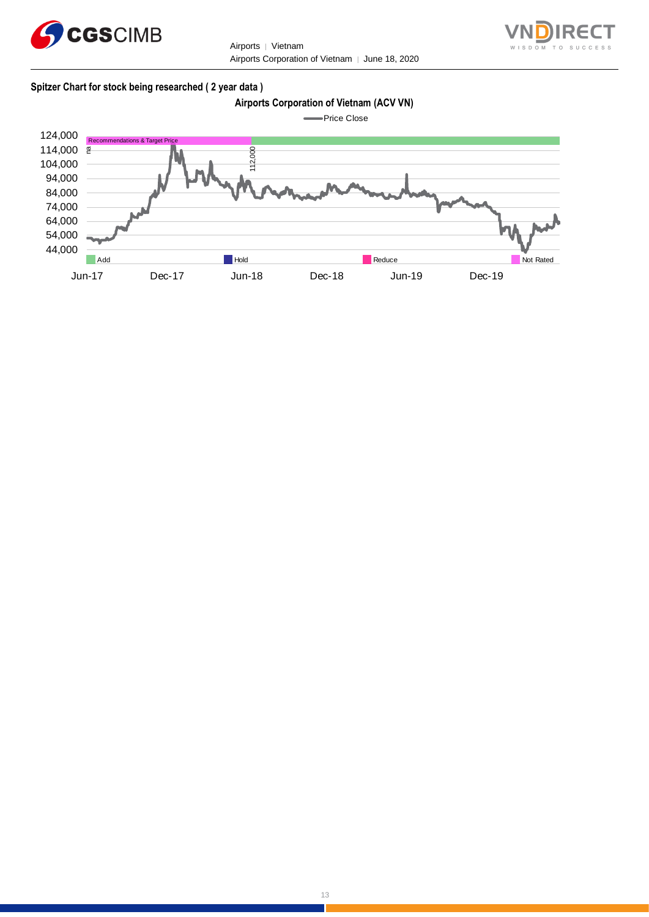**Spitzer Chart for stock being researched ( 2 year data )**

**Airports Corporation of Vietnam (ACV VN)**

Price Close

Recommendations & Target Price

na

112,000

124,000
114,000
104,000
94,000
84,000
74,000
64,000
54,000
44,000

Add | Hold | Reduce | Not Rated

Jun-17 | Dec-17 | Jun-18 | Dec-18 | Jun-19 | Dec-19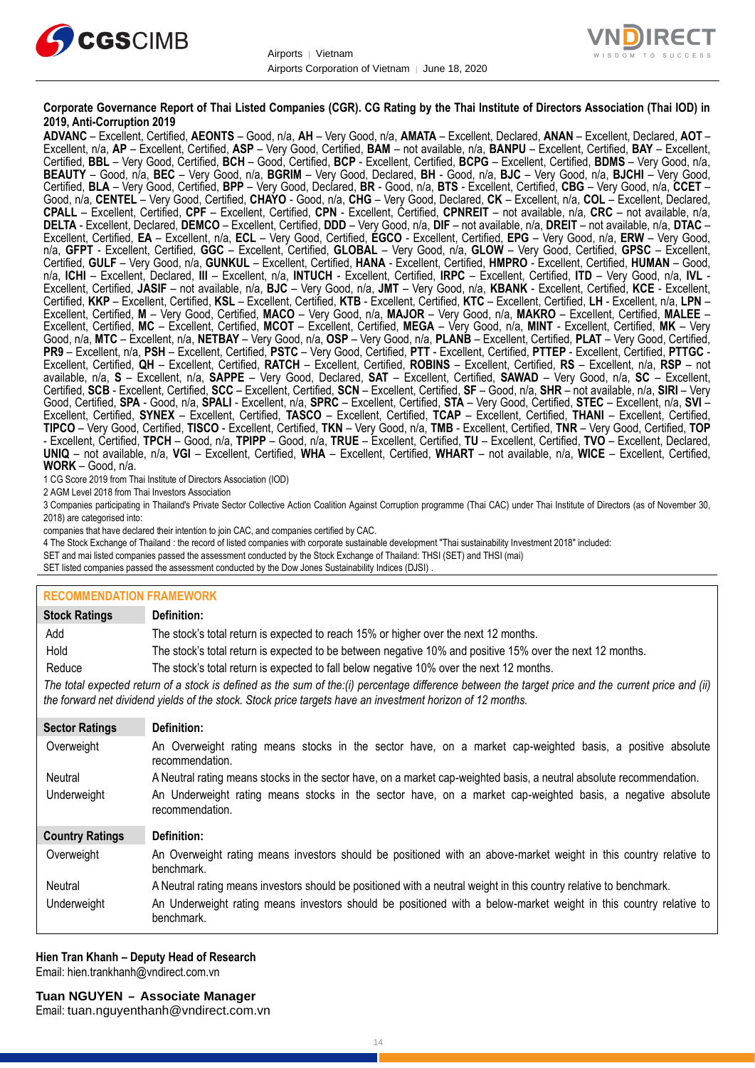**Corporate Governance Report of Thai Listed Companies (CGR). CG Rating by the Thai Institute of Directors Association (Thai IOD) in 2019, Anti-Corruption 2019**

**ADVANC** – Excellent, Certified, **AEONTS** – Good, n/a, **AH** – Very Good, n/a, **AMATA** – Excellent, Declared, **ANAN** – Excellent, Declared, **AOT** – Excellent, n/a, **AP** – Excellent, Certified, **ASP** – Very Good, Certified, **BAM** – not available, n/a, **BANPU** – Excellent, Certified, **BAY** – Excellent, Certified, **BBL** – Very Good, Certified, **BCH** – Good, Certified, **BCP** - Excellent, Certified, **BCPG** – Excellent, Certified, **BDMS** – Very Good, n/a, **BEAUTY** – Good, n/a, **BEC** – Very Good, n/a, **BGRIM** – Very Good, Declared, **BH** - Good, n/a, **BJC** – Very Good, n/a, **BJCHI** – Very Good, Certified, **BLA** – Very Good, Certified, **BPP** – Very Good, Declared, **BR** - Good, n/a, **BTS** - Excellent, Certified, **CBG** – Very Good, n/a, **CCET** – Good, n/a, **CENTEL** – Very Good, Certified, **CHAYO** - Good, n/a, **CHG** – Very Good, Declared, **CK** – Excellent, n/a, **COL** – Excellent, Declared, **CPALL** – Excellent, Certified, **CPF** – Excellent, Certified, **CPN** - Excellent, Certified, **CPNREIT** – not available, n/a, **CRC** – not available, n/a, **DELTA** - Excellent, Declared, **DEMCO** – Excellent, Certified, **DDD** – Very Good, n/a, **DIF** – not available, n/a, **DREIT** – not available, n/a, **DTAC** – Excellent, Certified, **EA** – Excellent, n/a, **ECL** – Very Good, Certified, **EGCO** - Excellent, Certified, **EPG** – Very Good, n/a, **ERW** – Very Good, n/a, **GFPT** - Excellent, Certified, **GGC** – Excellent, Certified, **GLOBAL** – Very Good, n/a, **GLOW** – Very Good, Certified, **GPSC** – Excellent, Certified, **GULF** – Very Good, n/a, **GUNKUL** – Excellent, Certified, **HANA** - Excellent, Certified, **HMPRO** - Excellent, Certified, **HUMAN** – Good, n/a, **ICHI** – Excellent, Declared, **III** – Excellent, n/a, **INTUCH** - Excellent, Certified, **IRPC** – Excellent, Certified, **ITD** – Very Good, n/a, **IVL** - Excellent, Certified, **JASIF** – not available, n/a, **BJC** – Very Good, n/a, **JMT** – Very Good, n/a, **KBANK** - Excellent, Certified, **KCE** - Excellent, Certified, **KKP** – Excellent, Certified, **KSL** – Excellent, Certified, **KTB** - Excellent, Certified, **KTC** – Excellent, Certified, **LH** - Excellent, n/a, **LPN** – Excellent, Certified, **M** – Very Good, Certified, **MACO** – Very Good, n/a, **MAJOR** – Very Good, n/a, **MAKRO** – Excellent, Certified, **MALEE** – Excellent, Certified, **MC** – Excellent, Certified, **MCOT** – Excellent, Certified, **MEGA** – Very Good, n/a, **MINT** - Excellent, Certified, **MK** – Very Good, n/a, **MTC** – Excellent, n/a, **NETBAY** – Very Good, n/a, **OSP** – Very Good, n/a, **PLANB** – Excellent, Certified, **PLAT** – Very Good, Certified, **PR9** – Excellent, n/a, **PSH** – Excellent, Certified, **PSTC** – Very Good, Certified, **PTT** - Excellent, Certified, **PTTEP** - Excellent, Certified, **PTTGC** - Excellent, Certified, **QH** – Excellent, Certified, **RATCH** – Excellent, Certified, **ROBINS** – Excellent, Certified, **RS** – Excellent, n/a, **RSP** – not available, n/a, **S** – Excellent, n/a, **SAPPE** – Very Good, Declared, **SAT** – Excellent, Certified, **SAWAD** – Very Good, n/a, **SC** – Excellent, Certified, **SCB** - Excellent, Certified, **SCC** – Excellent, Certified, **SCN** – Excellent, Certified, **SF** – Good, n/a, **SHR** – not available, n/a, **SIRI** – Very Good, Certified, **SPA** - Good, n/a, **SPALI** - Excellent, n/a, **SPRC** – Excellent, Certified, **STA** – Very Good, Certified, **STEC** – Excellent, n/a, **SVI** – Excellent, Certified, **SYNEX** – Excellent, Certified, **TASCO** – Excellent, Certified, **TCAP** – Excellent, Certified, **THANI** – Excellent, Certified, **TIPCO** – Very Good, Certified, **TISCO** - Excellent, Certified, **TKN** – Very Good, n/a, **TMB** - Excellent, Certified, **TNR** – Very Good, Certified, **TOP** - Excellent, Certified, **TPCH** – Good, n/a, **TPIPP** – Good, n/a, **TRUE** – Excellent, Certified, **TU** – Excellent, Certified, **TVO** – Excellent, Declared, **UNIQ** – not available, n/a, **VGI** – Excellent, Certified, **WHA** – Excellent, Certified, **WHART** – not available, n/a, **WICE** – Excellent, Certified, **WORK** – Good, n/a.

1 CG Score 2019 from Thai Institute of Directors Association (IOD)

2 AGM Level 2018 from Thai Investors Association

3 Companies participating in Thailand's Private Sector Collective Action Coalition Against Corruption programme (Thai CAC) under Thai Institute of Directors (as of November 30, 2018) are categorised into:

companies that have declared their intention to join CAC, and companies certified by CAC.

4 The Stock Exchange of Thailand : the record of listed companies with corporate sustainable development "Thai sustainability Investment 2018" included:

SET and mai listed companies passed the assessment conducted by the Stock Exchange of Thailand: THSI (SET) and THSI (mai)

SET listed companies passed the assessment conducted by the Dow Jones Sustainability Indices (DJSI) .

## RECOMMENDATION FRAMEWORK

| Stock Ratings | Definition: |
|---|---|
| Add | The stock's total return is expected to reach 15% or higher over the next 12 months. |
| Hold | The stock's total return is expected to be between negative 10% and positive 15% over the next 12 months. |
| Reduce | The stock's total return is expected to fall below negative 10% over the next 12 months. |

*The total expected return of a stock is defined as the sum of the:(i) percentage difference between the target price and the current price and (ii) the forward net dividend yields of the stock. Stock price targets have an investment horizon of 12 months.*

| Sector Ratings | Definition: |
|---|---|
| Overweight | An Overweight rating means stocks in the sector have, on a market cap-weighted basis, a positive absolute recommendation. |
| Neutral | A Neutral rating means stocks in the sector have, on a market cap-weighted basis, a neutral absolute recommendation. |
| Underweight | An Underweight rating means stocks in the sector have, on a market cap-weighted basis, a negative absolute recommendation. |

| Country Ratings | Definition: |
|---|---|
| Overweight | An Overweight rating means investors should be positioned with an above-market weight in this country relative to benchmark. |
| Neutral | A Neutral rating means investors should be positioned with a neutral weight in this country relative to benchmark. |
| Underweight | An Underweight rating means investors should be positioned with a below-market weight in this country relative to benchmark. |

**Hien Tran Khanh – Deputy Head of Research**
Email: hien.trankhanh@vndirect.com.vn

**Tuan NGUYEN – Associate Manager**
Email: tuan.nguyenthanh@vndirect.com.vn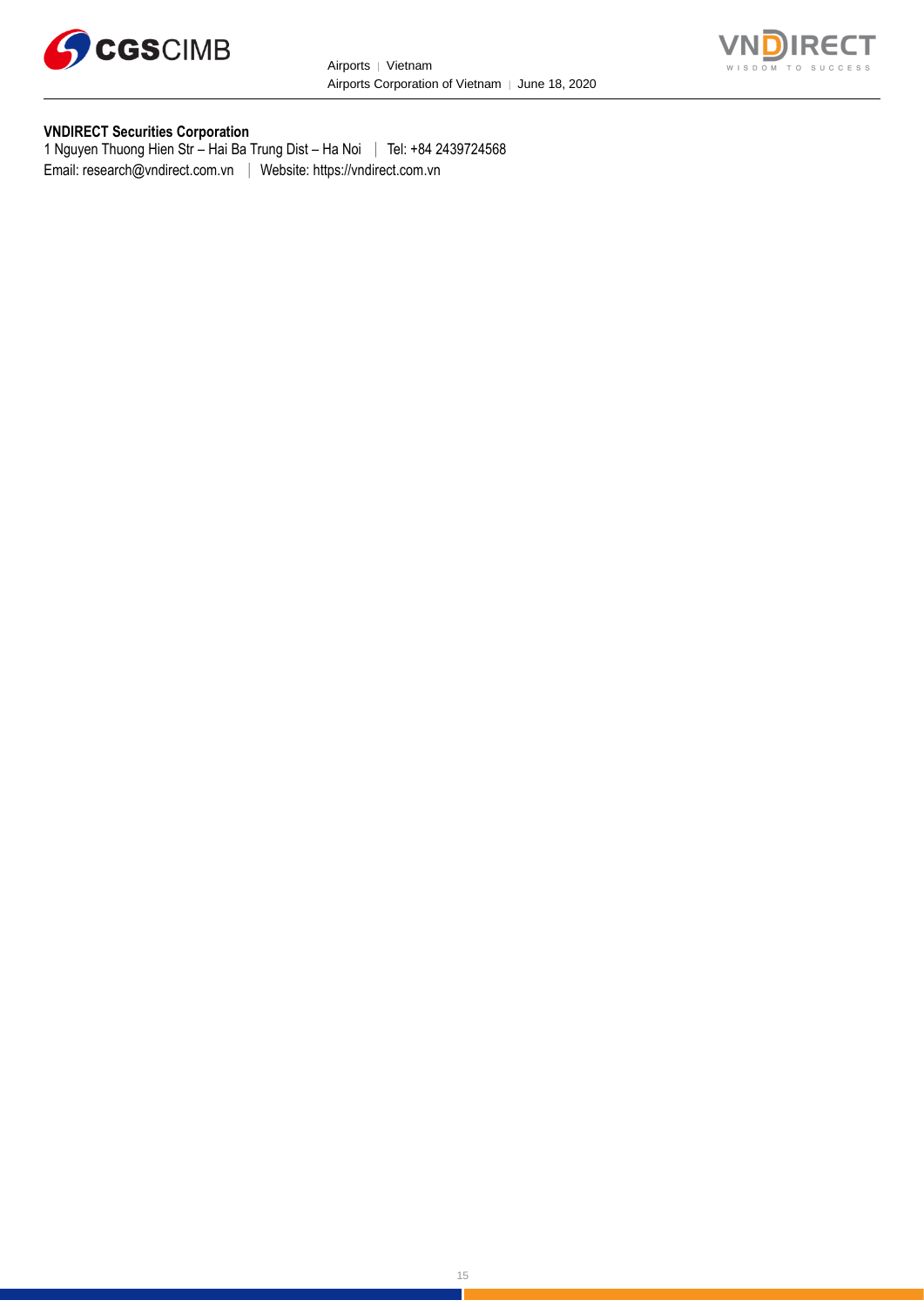**VNDIRECT Securities Corporation**

1 Nguyen Thuong Hien Str – Hai Ba Trung Dist – Ha Noi | Tel: +84 2439724568

Email: research@vndirect.com.vn | Website: https://vndirect.com.vn